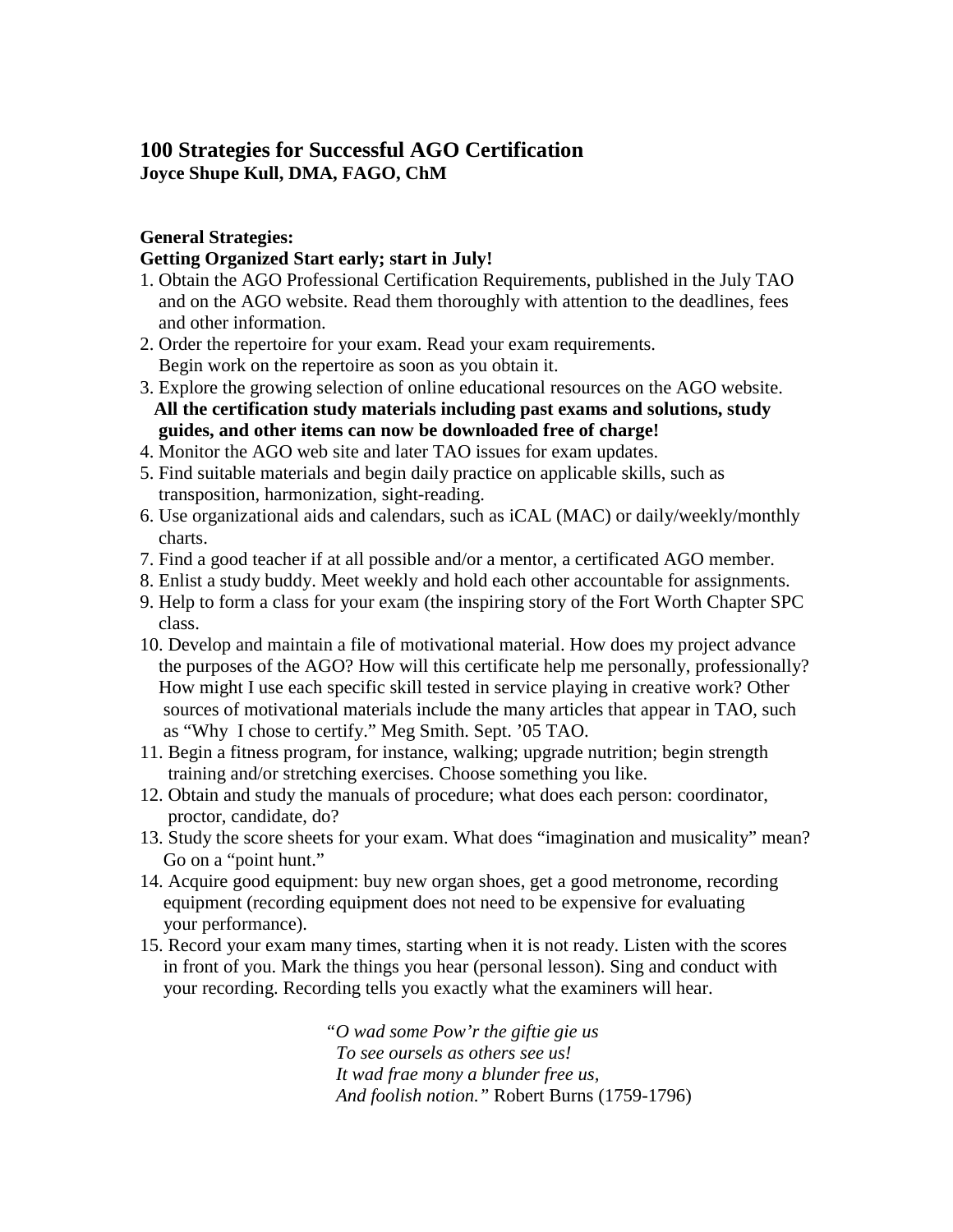# 100 Strategies for Successful AGO Certification

**Joyce Shupe Kull, DMA, FAGO, ChM**

**General Strategies:**

**Getting Organized Start early; start in July!**

1. Obtain the AGO Professional Certification Requirements, published in the July TAO and on the AGO website. Read them thoroughly with attention to the deadlines, fees and other information.
2. Order the repertoire for your exam. Read your exam requirements. Begin work on the repertoire as soon as you obtain it.
3. Explore the growing selection of online educational resources on the AGO website. **All the certification study materials including past exams and solutions, study guides, and other items can now be downloaded free of charge!**
4. Monitor the AGO web site and later TAO issues for exam updates.
5. Find suitable materials and begin daily practice on applicable skills, such as transposition, harmonization, sight-reading.
6. Use organizational aids and calendars, such as iCAL (MAC) or daily/weekly/monthly charts.
7. Find a good teacher if at all possible and/or a mentor, a certificated AGO member.
8. Enlist a study buddy. Meet weekly and hold each other accountable for assignments.
9. Help to form a class for your exam (the inspiring story of the Fort Worth Chapter SPC class.
10. Develop and maintain a file of motivational material. How does my project advance the purposes of the AGO? How will this certificate help me personally, professionally? How might I use each specific skill tested in service playing in creative work? Other sources of motivational materials include the many articles that appear in TAO, such as "Why I chose to certify." Meg Smith. Sept. '05 TAO.
11. Begin a fitness program, for instance, walking; upgrade nutrition; begin strength training and/or stretching exercises. Choose something you like.
12. Obtain and study the manuals of procedure; what does each person: coordinator, proctor, candidate, do?
13. Study the score sheets for your exam. What does "imagination and musicality" mean? Go on a "point hunt."
14. Acquire good equipment: buy new organ shoes, get a good metronome, recording equipment (recording equipment does not need to be expensive for evaluating your performance).
15. Record your exam many times, starting when it is not ready. Listen with the scores in front of you. Mark the things you hear (personal lesson). Sing and conduct with your recording. Recording tells you exactly what the examiners will hear.

> *"O wad some Pow'r the giftie gie us*
> *To see oursels as others see us!*
> *It wad frae mony a blunder free us,*
> *And foolish notion."* Robert Burns (1759-1796)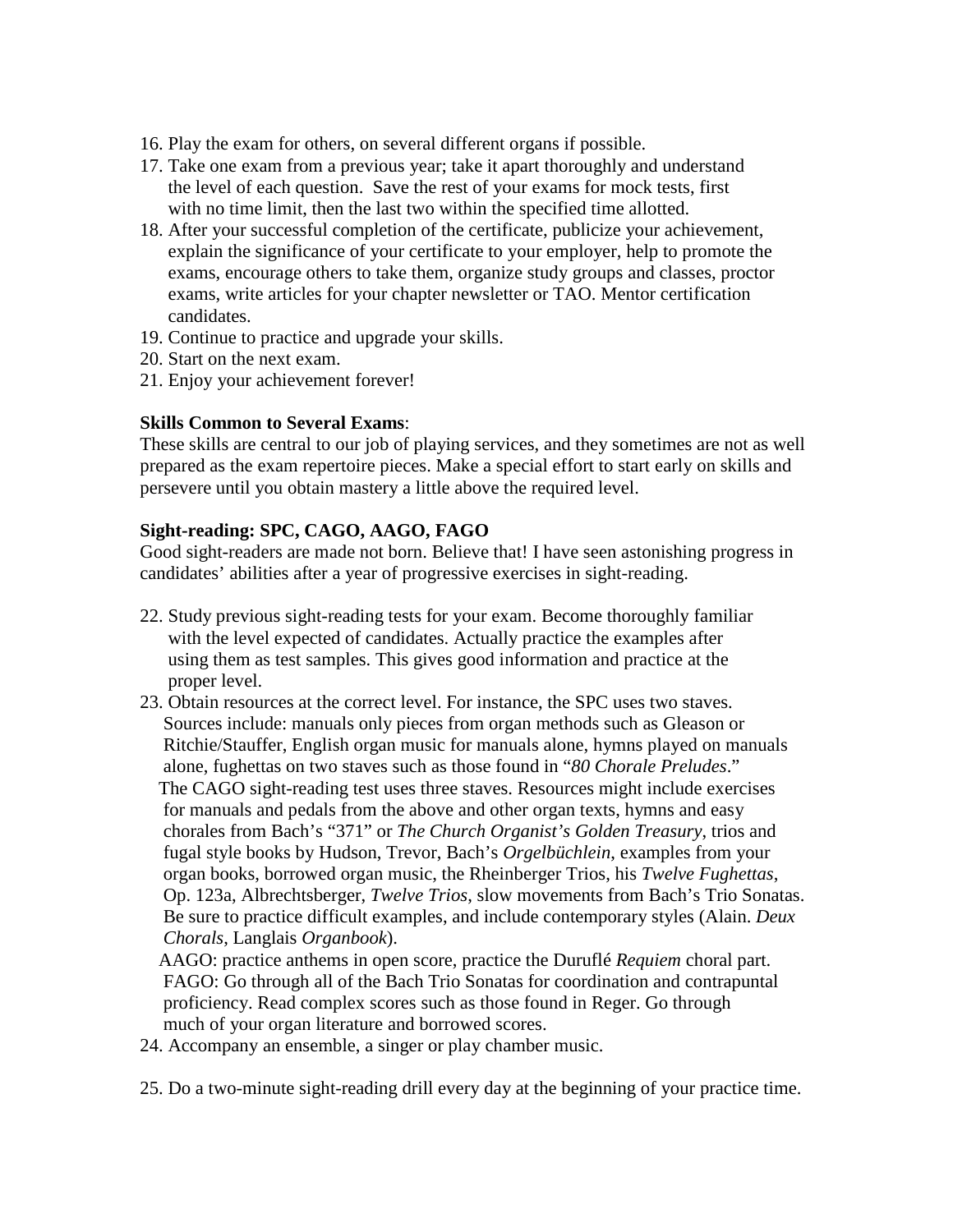16. Play the exam for others, on several different organs if possible.
17. Take one exam from a previous year; take it apart thoroughly and understand the level of each question. Save the rest of your exams for mock tests, first with no time limit, then the last two within the specified time allotted.
18. After your successful completion of the certificate, publicize your achievement, explain the significance of your certificate to your employer, help to promote the exams, encourage others to take them, organize study groups and classes, proctor exams, write articles for your chapter newsletter or TAO. Mentor certification candidates.
19. Continue to practice and upgrade your skills.
20. Start on the next exam.
21. Enjoy your achievement forever!

**Skills Common to Several Exams**:
These skills are central to our job of playing services, and they sometimes are not as well prepared as the exam repertoire pieces. Make a special effort to start early on skills and persevere until you obtain mastery a little above the required level.

**Sight-reading: SPC, CAGO, AAGO, FAGO**
Good sight-readers are made not born. Believe that! I have seen astonishing progress in candidates' abilities after a year of progressive exercises in sight-reading.

22. Study previous sight-reading tests for your exam. Become thoroughly familiar with the level expected of candidates. Actually practice the examples after using them as test samples. This gives good information and practice at the proper level.
23. Obtain resources at the correct level. For instance, the SPC uses two staves. Sources include: manuals only pieces from organ methods such as Gleason or Ritchie/Stauffer, English organ music for manuals alone, hymns played on manuals alone, fughettas on two staves such as those found in "*80 Chorale Preludes*."
    The CAGO sight-reading test uses three staves. Resources might include exercises for manuals and pedals from the above and other organ texts, hymns and easy chorales from Bach's "371" or *The Church Organist's Golden Treasury*, trios and fugal style books by Hudson, Trevor, Bach's *Orgelbüchlein*, examples from your organ books, borrowed organ music, the Rheinberger Trios, his *Twelve Fughettas*, Op. 123a, Albrechtsberger, *Twelve Trios*, slow movements from Bach's Trio Sonatas. Be sure to practice difficult examples, and include contemporary styles (Alain. *Deux Chorals*, Langlais *Organbook*).
    AAGO: practice anthems in open score, practice the Duruflé *Requiem* choral part.
    FAGO: Go through all of the Bach Trio Sonatas for coordination and contrapuntal proficiency. Read complex scores such as those found in Reger. Go through much of your organ literature and borrowed scores.
24. Accompany an ensemble, a singer or play chamber music.
25. Do a two-minute sight-reading drill every day at the beginning of your practice time.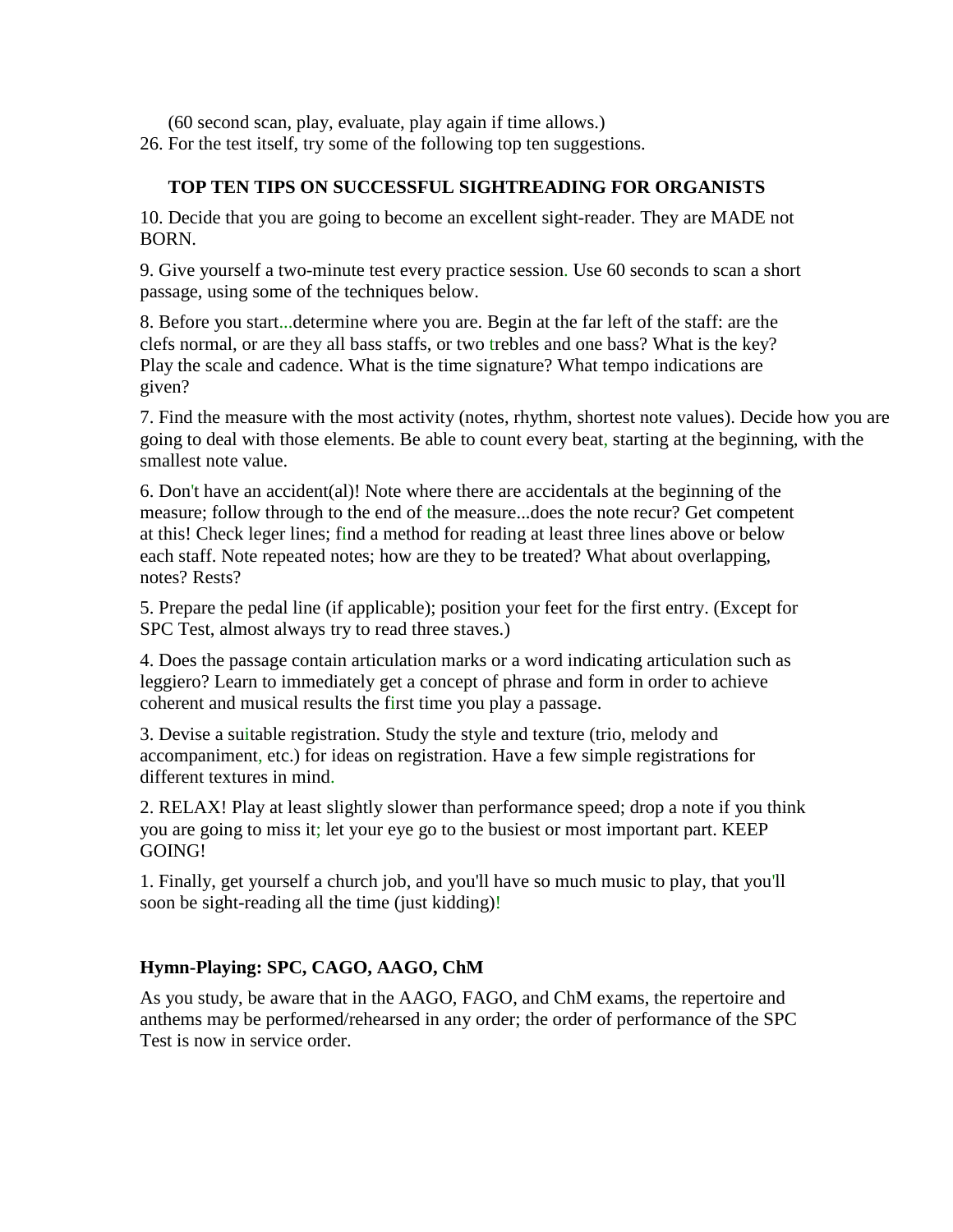(60 second scan, play, evaluate, play again if time allows.)

26. For the test itself, try some of the following top ten suggestions.

**TOP TEN TIPS ON SUCCESSFUL SIGHTREADING FOR ORGANISTS**

10. Decide that you are going to become an excellent sight-reader. They are MADE not BORN.

9. Give yourself a two-minute test every practice session. Use 60 seconds to scan a short passage, using some of the techniques below.

8. Before you start...determine where you are. Begin at the far left of the staff: are the clefs normal, or are they all bass staffs, or two trebles and one bass? What is the key? Play the scale and cadence. What is the time signature? What tempo indications are given?

7. Find the measure with the most activity (notes, rhythm, shortest note values). Decide how you are going to deal with those elements. Be able to count every beat, starting at the beginning, with the smallest note value.

6. Don't have an accident(al)! Note where there are accidentals at the beginning of the measure; follow through to the end of the measure...does the note recur? Get competent at this! Check leger lines; find a method for reading at least three lines above or below each staff. Note repeated notes; how are they to be treated? What about overlapping, notes? Rests?

5. Prepare the pedal line (if applicable); position your feet for the first entry. (Except for SPC Test, almost always try to read three staves.)

4. Does the passage contain articulation marks or a word indicating articulation such as leggiero? Learn to immediately get a concept of phrase and form in order to achieve coherent and musical results the first time you play a passage.

3. Devise a suitable registration. Study the style and texture (trio, melody and accompaniment, etc.) for ideas on registration. Have a few simple registrations for different textures in mind.

2. RELAX! Play at least slightly slower than performance speed; drop a note if you think you are going to miss it; let your eye go to the busiest or most important part. KEEP GOING!

1. Finally, get yourself a church job, and you'll have so much music to play, that you'll soon be sight-reading all the time (just kidding)!

**Hymn-Playing: SPC, CAGO, AAGO, ChM**

As you study, be aware that in the AAGO, FAGO, and ChM exams, the repertoire and anthems may be performed/rehearsed in any order; the order of performance of the SPC Test is now in service order.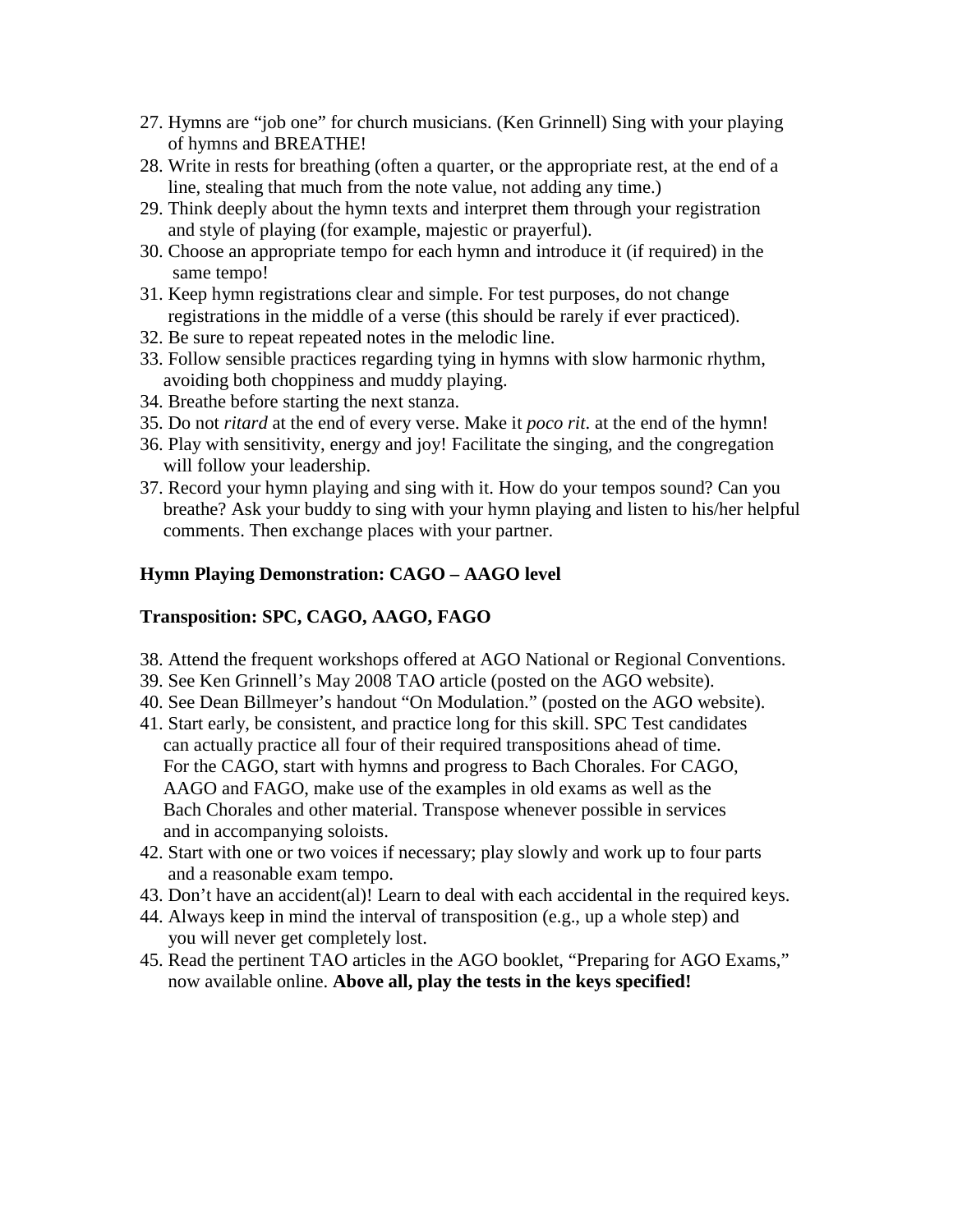27. Hymns are “job one” for church musicians. (Ken Grinnell) Sing with your playing of hymns and BREATHE!
28. Write in rests for breathing (often a quarter, or the appropriate rest, at the end of a line, stealing that much from the note value, not adding any time.)
29. Think deeply about the hymn texts and interpret them through your registration and style of playing (for example, majestic or prayerful).
30. Choose an appropriate tempo for each hymn and introduce it (if required) in the same tempo!
31. Keep hymn registrations clear and simple. For test purposes, do not change registrations in the middle of a verse (this should be rarely if ever practiced).
32. Be sure to repeat repeated notes in the melodic line.
33. Follow sensible practices regarding tying in hymns with slow harmonic rhythm, avoiding both choppiness and muddy playing.
34. Breathe before starting the next stanza.
35. Do not *ritard* at the end of every verse. Make it *poco rit*. at the end of the hymn!
36. Play with sensitivity, energy and joy! Facilitate the singing, and the congregation will follow your leadership.
37. Record your hymn playing and sing with it. How do your tempos sound? Can you breathe? Ask your buddy to sing with your hymn playing and listen to his/her helpful comments. Then exchange places with your partner.

**Hymn Playing Demonstration: CAGO – AAGO level**

**Transposition: SPC, CAGO, AAGO, FAGO**

38. Attend the frequent workshops offered at AGO National or Regional Conventions.
39. See Ken Grinnell’s May 2008 TAO article (posted on the AGO website).
40. See Dean Billmeyer’s handout “On Modulation.” (posted on the AGO website).
41. Start early, be consistent, and practice long for this skill. SPC Test candidates can actually practice all four of their required transpositions ahead of time. For the CAGO, start with hymns and progress to Bach Chorales. For CAGO, AAGO and FAGO, make use of the examples in old exams as well as the Bach Chorales and other material. Transpose whenever possible in services and in accompanying soloists.
42. Start with one or two voices if necessary; play slowly and work up to four parts and a reasonable exam tempo.
43. Don’t have an accident(al)! Learn to deal with each accidental in the required keys.
44. Always keep in mind the interval of transposition (e.g., up a whole step) and you will never get completely lost.
45. Read the pertinent TAO articles in the AGO booklet, “Preparing for AGO Exams,” now available online. **Above all, play the tests in the keys specified!**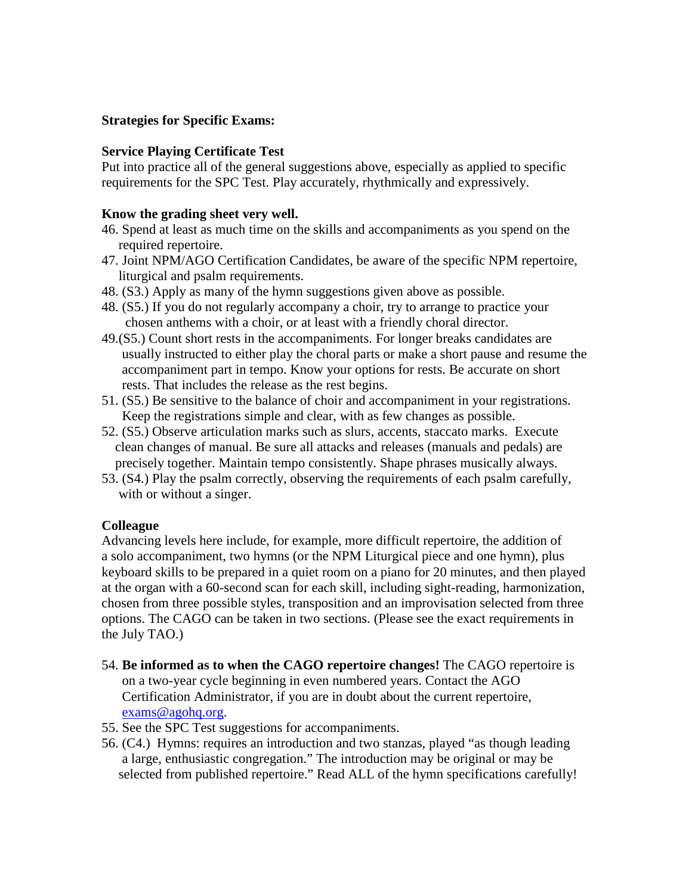**Strategies for Specific Exams:**

**Service Playing Certificate Test**

Put into practice all of the general suggestions above, especially as applied to specific requirements for the SPC Test. Play accurately, rhythmically and expressively.

**Know the grading sheet very well.**

46. Spend at least as much time on the skills and accompaniments as you spend on the required repertoire.
47. Joint NPM/AGO Certification Candidates, be aware of the specific NPM repertoire, liturgical and psalm requirements.
48. (S3.) Apply as many of the hymn suggestions given above as possible.
48. (S5.) If you do not regularly accompany a choir, try to arrange to practice your chosen anthems with a choir, or at least with a friendly choral director.
49.(S5.) Count short rests in the accompaniments. For longer breaks candidates are usually instructed to either play the choral parts or make a short pause and resume the accompaniment part in tempo. Know your options for rests. Be accurate on short rests. That includes the release as the rest begins.
51. (S5.) Be sensitive to the balance of choir and accompaniment in your registrations. Keep the registrations simple and clear, with as few changes as possible.
52. (S5.) Observe articulation marks such as slurs, accents, staccato marks. Execute clean changes of manual. Be sure all attacks and releases (manuals and pedals) are precisely together. Maintain tempo consistently. Shape phrases musically always.
53. (S4.) Play the psalm correctly, observing the requirements of each psalm carefully, with or without a singer.

**Colleague**

Advancing levels here include, for example, more difficult repertoire, the addition of a solo accompaniment, two hymns (or the NPM Liturgical piece and one hymn), plus keyboard skills to be prepared in a quiet room on a piano for 20 minutes, and then played at the organ with a 60-second scan for each skill, including sight-reading, harmonization, chosen from three possible styles, transposition and an improvisation selected from three options. The CAGO can be taken in two sections. (Please see the exact requirements in the July TAO.)

54. **Be informed as to when the CAGO repertoire changes!** The CAGO repertoire is on a two-year cycle beginning in even numbered years. Contact the AGO Certification Administrator, if you are in doubt about the current repertoire, exams@agohq.org.
55. See the SPC Test suggestions for accompaniments.
56. (C4.) Hymns: requires an introduction and two stanzas, played "as though leading a large, enthusiastic congregation." The introduction may be original or may be selected from published repertoire." Read ALL of the hymn specifications carefully!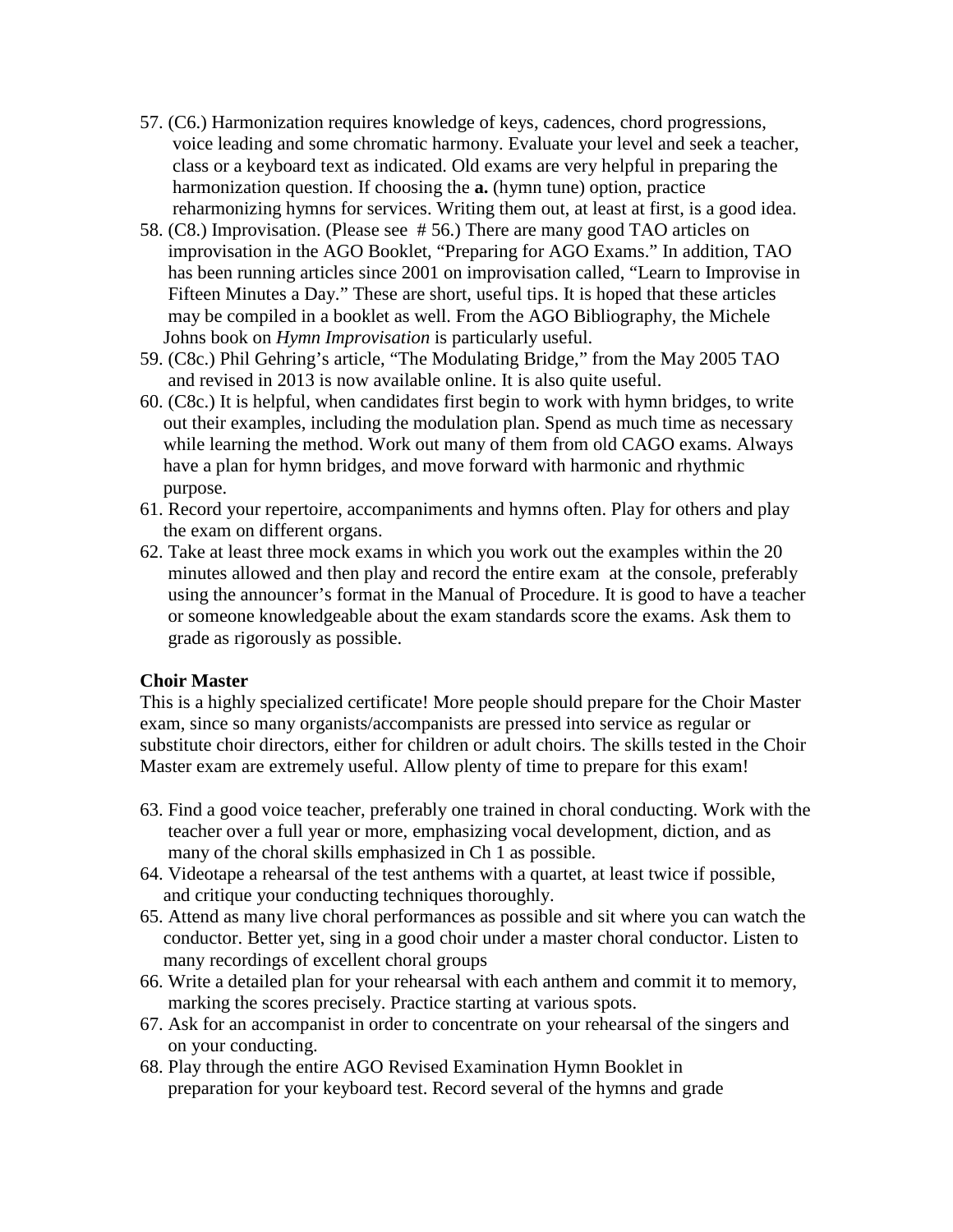57. (C6.) Harmonization requires knowledge of keys, cadences, chord progressions, voice leading and some chromatic harmony. Evaluate your level and seek a teacher, class or a keyboard text as indicated. Old exams are very helpful in preparing the harmonization question. If choosing the **a.** (hymn tune) option, practice reharmonizing hymns for services. Writing them out, at least at first, is a good idea.
58. (C8.) Improvisation. (Please see # 56.) There are many good TAO articles on improvisation in the AGO Booklet, "Preparing for AGO Exams." In addition, TAO has been running articles since 2001 on improvisation called, "Learn to Improvise in Fifteen Minutes a Day." These are short, useful tips. It is hoped that these articles may be compiled in a booklet as well. From the AGO Bibliography, the Michele Johns book on *Hymn Improvisation* is particularly useful.
59. (C8c.) Phil Gehring's article, "The Modulating Bridge," from the May 2005 TAO and revised in 2013 is now available online. It is also quite useful.
60. (C8c.) It is helpful, when candidates first begin to work with hymn bridges, to write out their examples, including the modulation plan. Spend as much time as necessary while learning the method. Work out many of them from old CAGO exams. Always have a plan for hymn bridges, and move forward with harmonic and rhythmic purpose.
61. Record your repertoire, accompaniments and hymns often. Play for others and play the exam on different organs.
62. Take at least three mock exams in which you work out the examples within the 20 minutes allowed and then play and record the entire exam at the console, preferably using the announcer's format in the Manual of Procedure. It is good to have a teacher or someone knowledgeable about the exam standards score the exams. Ask them to grade as rigorously as possible.

**Choir Master**

This is a highly specialized certificate! More people should prepare for the Choir Master exam, since so many organists/accompanists are pressed into service as regular or substitute choir directors, either for children or adult choirs. The skills tested in the Choir Master exam are extremely useful. Allow plenty of time to prepare for this exam!

63. Find a good voice teacher, preferably one trained in choral conducting. Work with the teacher over a full year or more, emphasizing vocal development, diction, and as many of the choral skills emphasized in Ch 1 as possible.
64. Videotape a rehearsal of the test anthems with a quartet, at least twice if possible, and critique your conducting techniques thoroughly.
65. Attend as many live choral performances as possible and sit where you can watch the conductor. Better yet, sing in a good choir under a master choral conductor. Listen to many recordings of excellent choral groups
66. Write a detailed plan for your rehearsal with each anthem and commit it to memory, marking the scores precisely. Practice starting at various spots.
67. Ask for an accompanist in order to concentrate on your rehearsal of the singers and on your conducting.
68. Play through the entire AGO Revised Examination Hymn Booklet in preparation for your keyboard test. Record several of the hymns and grade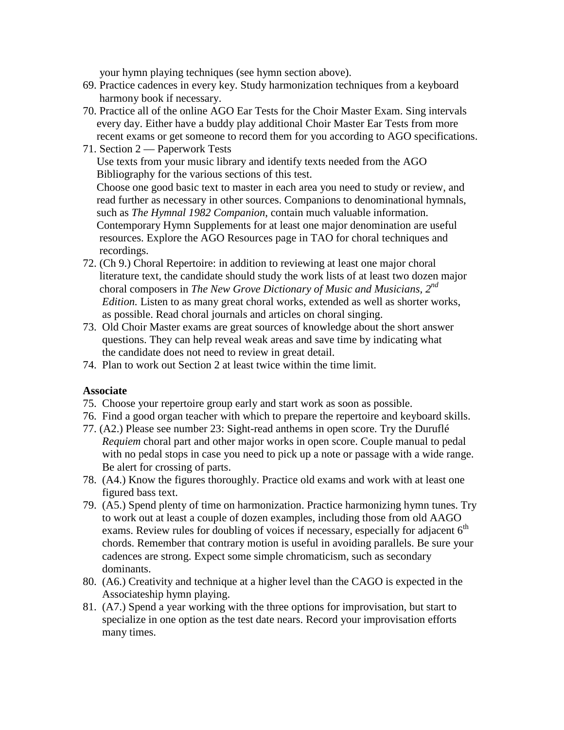your hymn playing techniques (see hymn section above).

69. Practice cadences in every key. Study harmonization techniques from a keyboard harmony book if necessary.
70. Practice all of the online AGO Ear Tests for the Choir Master Exam. Sing intervals every day. Either have a buddy play additional Choir Master Ear Tests from more recent exams or get someone to record them for you according to AGO specifications.
71. Section 2 — Paperwork Tests
    Use texts from your music library and identify texts needed from the AGO Bibliography for the various sections of this test.
    Choose one good basic text to master in each area you need to study or review, and read further as necessary in other sources. Companions to denominational hymnals, such as *The Hymnal 1982 Companion*, contain much valuable information. Contemporary Hymn Supplements for at least one major denomination are useful resources. Explore the AGO Resources page in TAO for choral techniques and recordings.
72. (Ch 9.) Choral Repertoire: in addition to reviewing at least one major choral literature text, the candidate should study the work lists of at least two dozen major choral composers in *The New Grove Dictionary of Music and Musicians, 2nd Edition.* Listen to as many great choral works, extended as well as shorter works, as possible. Read choral journals and articles on choral singing.
73. Old Choir Master exams are great sources of knowledge about the short answer questions. They can help reveal weak areas and save time by indicating what the candidate does not need to review in great detail.
74. Plan to work out Section 2 at least twice within the time limit.

**Associate**

75. Choose your repertoire group early and start work as soon as possible.
76. Find a good organ teacher with which to prepare the repertoire and keyboard skills.
77. (A2.) Please see number 23: Sight-read anthems in open score. Try the Duruflé *Requiem* choral part and other major works in open score. Couple manual to pedal with no pedal stops in case you need to pick up a note or passage with a wide range. Be alert for crossing of parts.
78. (A4.) Know the figures thoroughly. Practice old exams and work with at least one figured bass text.
79. (A5.) Spend plenty of time on harmonization. Practice harmonizing hymn tunes. Try to work out at least a couple of dozen examples, including those from old AAGO exams. Review rules for doubling of voices if necessary, especially for adjacent 6th chords. Remember that contrary motion is useful in avoiding parallels. Be sure your cadences are strong. Expect some simple chromaticism, such as secondary dominants.
80. (A6.) Creativity and technique at a higher level than the CAGO is expected in the Associateship hymn playing.
81. (A7.) Spend a year working with the three options for improvisation, but start to specialize in one option as the test date nears. Record your improvisation efforts many times.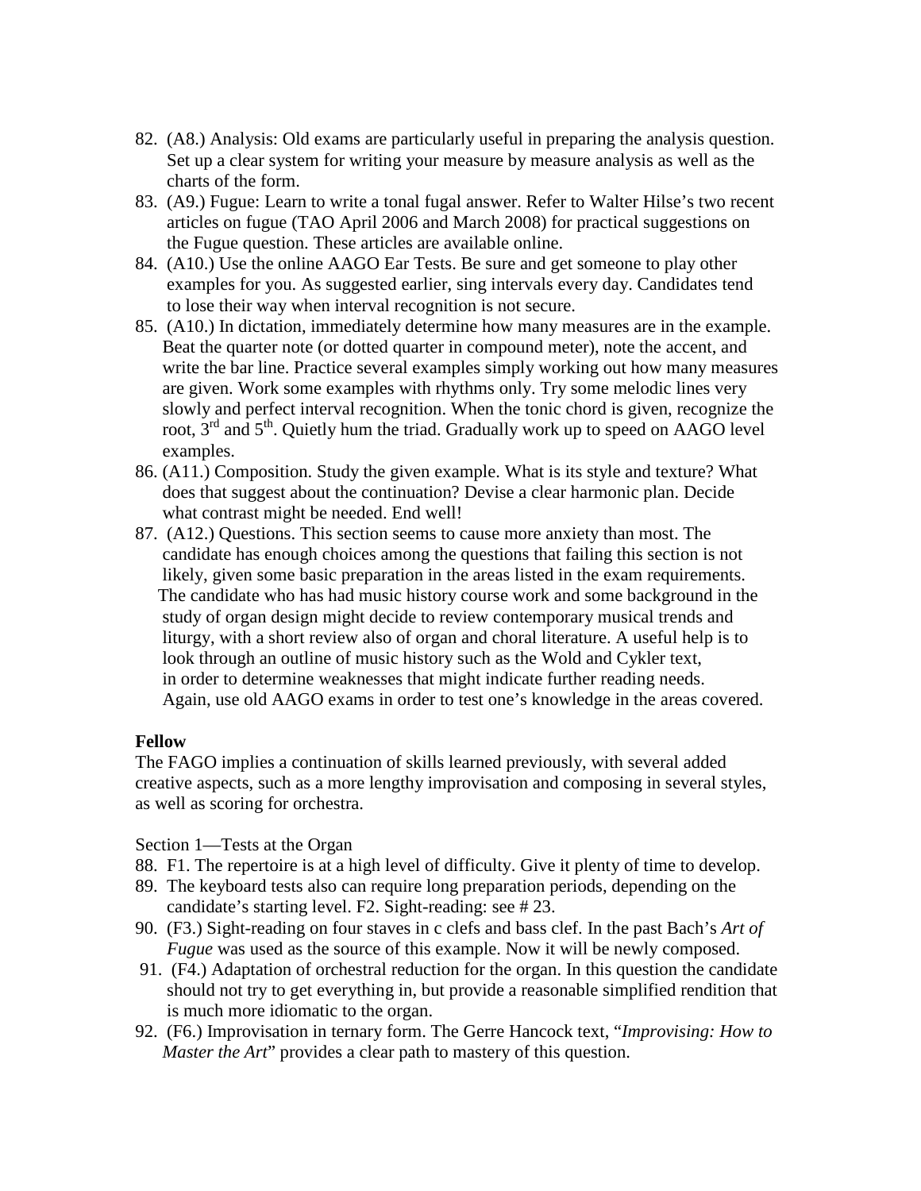82. (A8.) Analysis: Old exams are particularly useful in preparing the analysis question. Set up a clear system for writing your measure by measure analysis as well as the charts of the form.
83. (A9.) Fugue: Learn to write a tonal fugal answer. Refer to Walter Hilse's two recent articles on fugue (TAO April 2006 and March 2008) for practical suggestions on the Fugue question. These articles are available online.
84. (A10.) Use the online AAGO Ear Tests. Be sure and get someone to play other examples for you. As suggested earlier, sing intervals every day. Candidates tend to lose their way when interval recognition is not secure.
85. (A10.) In dictation, immediately determine how many measures are in the example. Beat the quarter note (or dotted quarter in compound meter), note the accent, and write the bar line. Practice several examples simply working out how many measures are given. Work some examples with rhythms only. Try some melodic lines very slowly and perfect interval recognition. When the tonic chord is given, recognize the root, 3rd and 5th. Quietly hum the triad. Gradually work up to speed on AAGO level examples.
86. (A11.) Composition. Study the given example. What is its style and texture? What does that suggest about the continuation? Devise a clear harmonic plan. Decide what contrast might be needed. End well!
87. (A12.) Questions. This section seems to cause more anxiety than most. The candidate has enough choices among the questions that failing this section is not likely, given some basic preparation in the areas listed in the exam requirements. The candidate who has had music history course work and some background in the study of organ design might decide to review contemporary musical trends and liturgy, with a short review also of organ and choral literature. A useful help is to look through an outline of music history such as the Wold and Cykler text, in order to determine weaknesses that might indicate further reading needs. Again, use old AAGO exams in order to test one's knowledge in the areas covered.

**Fellow**

The FAGO implies a continuation of skills learned previously, with several added creative aspects, such as a more lengthy improvisation and composing in several styles, as well as scoring for orchestra.

Section 1—Tests at the Organ

88. F1. The repertoire is at a high level of difficulty. Give it plenty of time to develop.
89. The keyboard tests also can require long preparation periods, depending on the candidate's starting level. F2. Sight-reading: see # 23.
90. (F3.) Sight-reading on four staves in c clefs and bass clef. In the past Bach's *Art of Fugue* was used as the source of this example. Now it will be newly composed.
91. (F4.) Adaptation of orchestral reduction for the organ. In this question the candidate should not try to get everything in, but provide a reasonable simplified rendition that is much more idiomatic to the organ.
92. (F6.) Improvisation in ternary form. The Gerre Hancock text, "*Improvising: How to Master the Art*" provides a clear path to mastery of this question.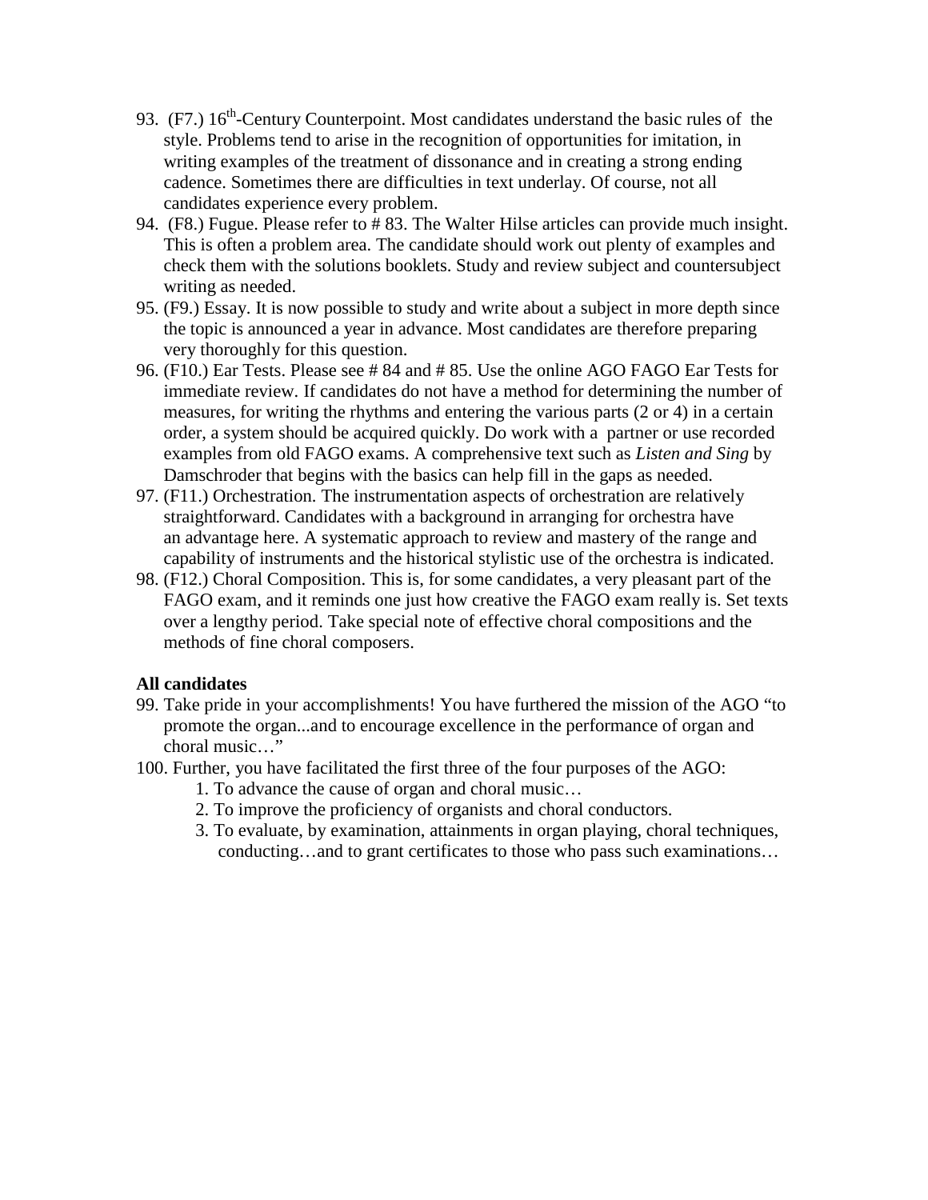93. (F7.) 16th-Century Counterpoint. Most candidates understand the basic rules of the style. Problems tend to arise in the recognition of opportunities for imitation, in writing examples of the treatment of dissonance and in creating a strong ending cadence. Sometimes there are difficulties in text underlay. Of course, not all candidates experience every problem.
94. (F8.) Fugue. Please refer to # 83. The Walter Hilse articles can provide much insight. This is often a problem area. The candidate should work out plenty of examples and check them with the solutions booklets. Study and review subject and countersubject writing as needed.
95. (F9.) Essay. It is now possible to study and write about a subject in more depth since the topic is announced a year in advance. Most candidates are therefore preparing very thoroughly for this question.
96. (F10.) Ear Tests. Please see # 84 and # 85. Use the online AGO FAGO Ear Tests for immediate review. If candidates do not have a method for determining the number of measures, for writing the rhythms and entering the various parts (2 or 4) in a certain order, a system should be acquired quickly. Do work with a partner or use recorded examples from old FAGO exams. A comprehensive text such as *Listen and Sing* by Damschroder that begins with the basics can help fill in the gaps as needed.
97. (F11.) Orchestration. The instrumentation aspects of orchestration are relatively straightforward. Candidates with a background in arranging for orchestra have an advantage here. A systematic approach to review and mastery of the range and capability of instruments and the historical stylistic use of the orchestra is indicated.
98. (F12.) Choral Composition. This is, for some candidates, a very pleasant part of the FAGO exam, and it reminds one just how creative the FAGO exam really is. Set texts over a lengthy period. Take special note of effective choral compositions and the methods of fine choral composers.

**All candidates**

99. Take pride in your accomplishments! You have furthered the mission of the AGO "to promote the organ...and to encourage excellence in the performance of organ and choral music…"
100. Further, you have facilitated the first three of the four purposes of the AGO:
    1. To advance the cause of organ and choral music…
    2. To improve the proficiency of organists and choral conductors.
    3. To evaluate, by examination, attainments in organ playing, choral techniques, conducting…and to grant certificates to those who pass such examinations…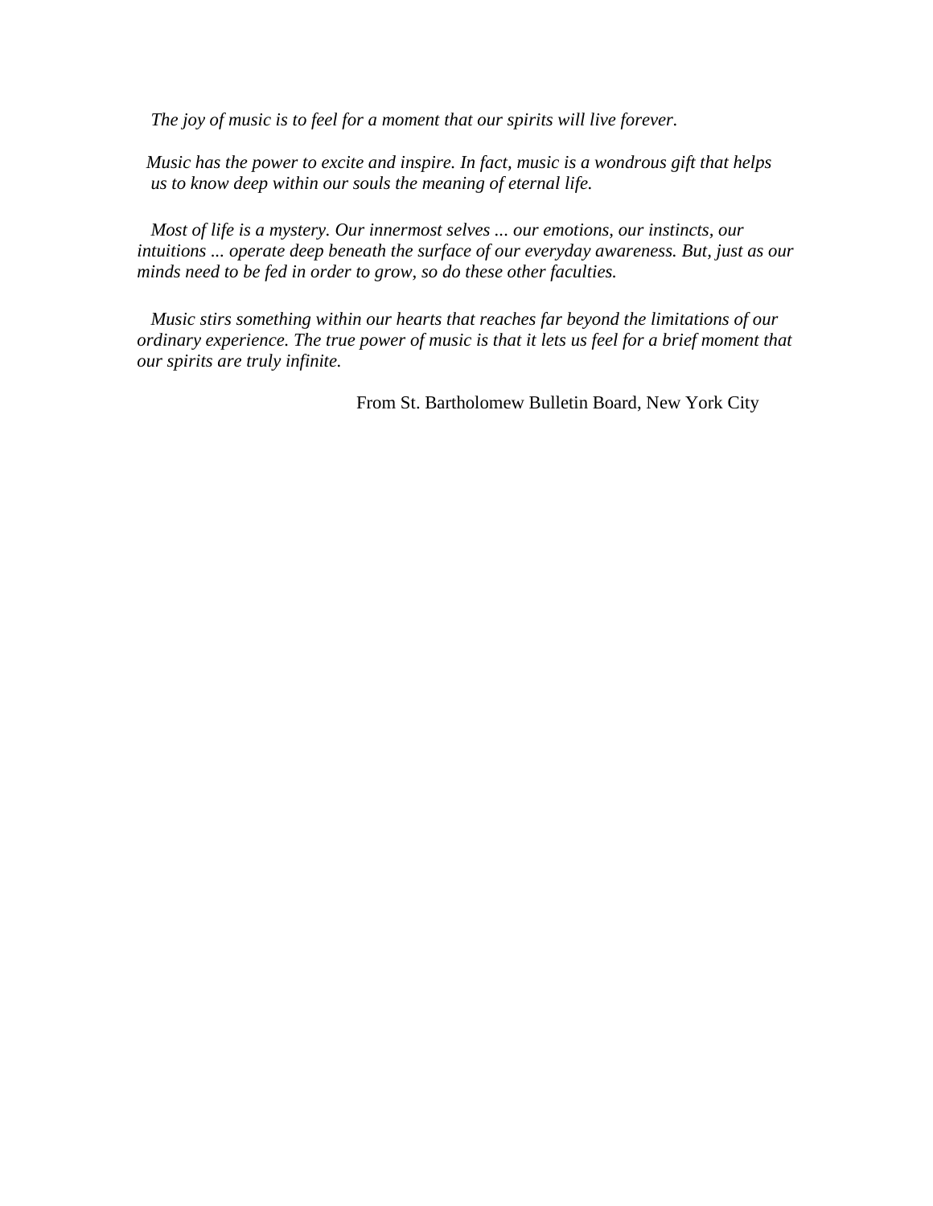*The joy of music is to feel for a moment that our spirits will live forever.*

*Music has the power to excite and inspire. In fact, music is a wondrous gift that helps us to know deep within our souls the meaning of eternal life.*

*Most of life is a mystery. Our innermost selves ... our emotions, our instincts, our intuitions ... operate deep beneath the surface of our everyday awareness. But, just as our minds need to be fed in order to grow, so do these other faculties.*

*Music stirs something within our hearts that reaches far beyond the limitations of our ordinary experience. The true power of music is that it lets us feel for a brief moment that our spirits are truly infinite.*

From St. Bartholomew Bulletin Board, New York City